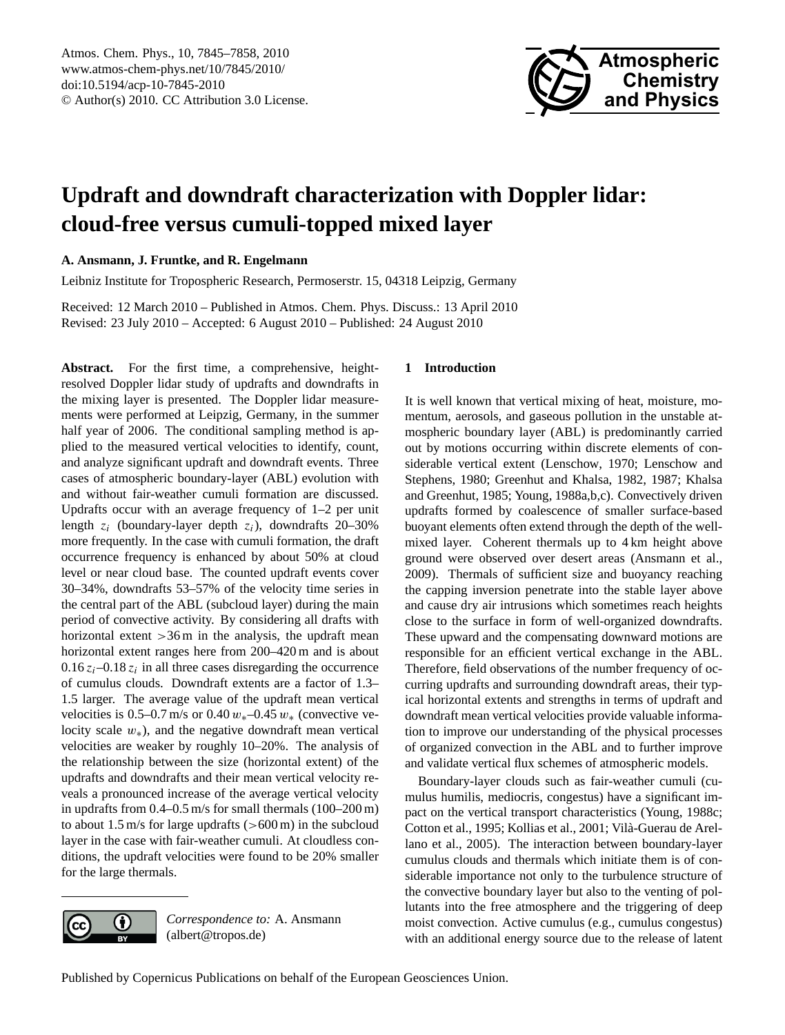Atmos. Chem. Phys., 10, 7845–7858, 2010
www.atmos-chem-phys.net/10/7845/2010/
doi:10.5194/acp-10-7845-2010
© Author(s) 2010. CC Attribution 3.0 License.

# Updraft and downdraft characterization with Doppler lidar: cloud-free versus cumuli-topped mixed layer

**A. Ansmann, J. Fruntke, and R. Engelmann**

Leibniz Institute for Tropospheric Research, Permoserstr. 15, 04318 Leipzig, Germany

Received: 12 March 2010 – Published in Atmos. Chem. Phys. Discuss.: 13 April 2010
Revised: 23 July 2010 – Accepted: 6 August 2010 – Published: 24 August 2010

**Abstract.** For the first time, a comprehensive, height-resolved Doppler lidar study of updrafts and downdrafts in the mixing layer is presented. The Doppler lidar measurements were performed at Leipzig, Germany, in the summer half year of 2006. The conditional sampling method is applied to the measured vertical velocities to identify, count, and analyze significant updraft and downdraft events. Three cases of atmospheric boundary-layer (ABL) evolution with and without fair-weather cumuli formation are discussed. Updrafts occur with an average frequency of 1–2 per unit length $z_i$ (boundary-layer depth $z_i$), downdrafts 20–30% more frequently. In the case with cumuli formation, the draft occurrence frequency is enhanced by about 50% at cloud level or near cloud base. The counted updraft events cover 30–34%, downdrafts 53–57% of the velocity time series in the central part of the ABL (subcloud layer) during the main period of convective activity. By considering all drafts with horizontal extent >36 m in the analysis, the updraft mean horizontal extent ranges here from 200–420 m and is about $0.16\,z_i$–$0.18\,z_i$ in all three cases disregarding the occurrence of cumulus clouds. Downdraft extents are a factor of 1.3–1.5 larger. The average value of the updraft mean vertical velocities is 0.5–0.7 m/s or $0.40\,w_*$–$0.45\,w_*$ (convective velocity scale $w_*$), and the negative downdraft mean vertical velocities are weaker by roughly 10–20%. The analysis of the relationship between the size (horizontal extent) of the updrafts and downdrafts and their mean vertical velocity reveals a pronounced increase of the average vertical velocity in updrafts from 0.4–0.5 m/s for small thermals (100–200 m) to about 1.5 m/s for large updrafts (>600 m) in the subcloud layer in the case with fair-weather cumuli. At cloudless conditions, the updraft velocities were found to be 20% smaller for the large thermals.

*Correspondence to:* A. Ansmann
(albert@tropos.de)

## 1 Introduction

It is well known that vertical mixing of heat, moisture, momentum, aerosols, and gaseous pollution in the unstable atmospheric boundary layer (ABL) is predominantly carried out by motions occurring within discrete elements of considerable vertical extent (Lenschow, 1970; Lenschow and Stephens, 1980; Greenhut and Khalsa, 1982, 1987; Khalsa and Greenhut, 1985; Young, 1988a,b,c). Convectively driven updrafts formed by coalescence of smaller surface-based buoyant elements often extend through the depth of the well-mixed layer. Coherent thermals up to 4 km height above ground were observed over desert areas (Ansmann et al., 2009). Thermals of sufficient size and buoyancy reaching the capping inversion penetrate into the stable layer above and cause dry air intrusions which sometimes reach heights close to the surface in form of well-organized downdrafts. These upward and the compensating downward motions are responsible for an efficient vertical exchange in the ABL. Therefore, field observations of the number frequency of occurring updrafts and surrounding downdraft areas, their typical horizontal extents and strengths in terms of updraft and downdraft mean vertical velocities provide valuable information to improve our understanding of the physical processes of organized convection in the ABL and to further improve and validate vertical flux schemes of atmospheric models.

Boundary-layer clouds such as fair-weather cumuli (cumulus humilis, mediocris, congestus) have a significant impact on the vertical transport characteristics (Young, 1988c; Cotton et al., 1995; Kollias et al., 2001; Vilà-Guerau de Arellano et al., 2005). The interaction between boundary-layer cumulus clouds and thermals which initiate them is of considerable importance not only to the turbulence structure of the convective boundary layer but also to the venting of pollutants into the free atmosphere and the triggering of deep moist convection. Active cumulus (e.g., cumulus congestus) with an additional energy source due to the release of latent

Published by Copernicus Publications on behalf of the European Geosciences Union.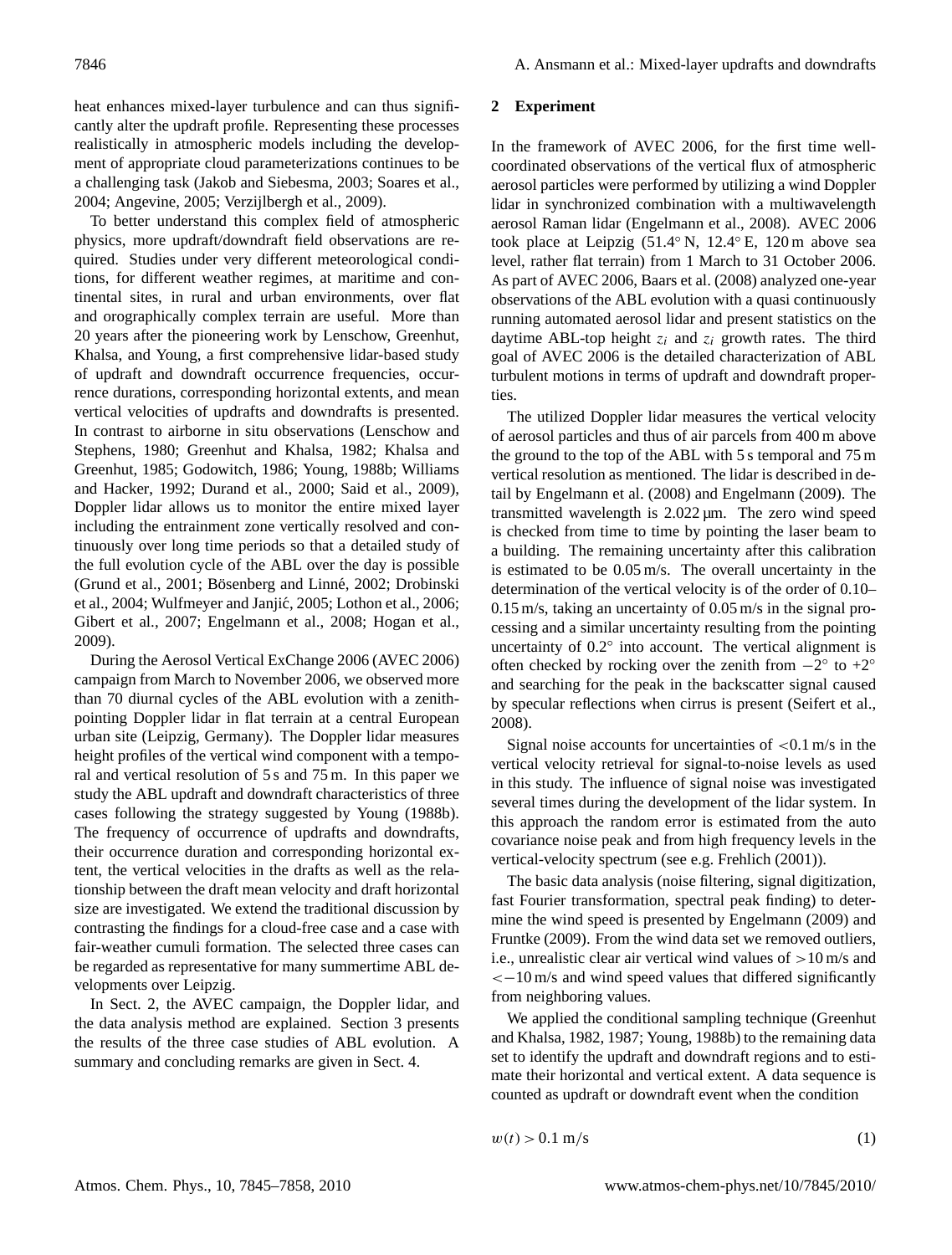heat enhances mixed-layer turbulence and can thus significantly alter the updraft profile. Representing these processes realistically in atmospheric models including the development of appropriate cloud parameterizations continues to be a challenging task (Jakob and Siebesma, 2003; Soares et al., 2004; Angevine, 2005; Verzijlbergh et al., 2009).

To better understand this complex field of atmospheric physics, more updraft/downdraft field observations are required. Studies under very different meteorological conditions, for different weather regimes, at maritime and continental sites, in rural and urban environments, over flat and orographically complex terrain are useful. More than 20 years after the pioneering work by Lenschow, Greenhut, Khalsa, and Young, a first comprehensive lidar-based study of updraft and downdraft occurrence frequencies, occurrence durations, corresponding horizontal extents, and mean vertical velocities of updrafts and downdrafts is presented. In contrast to airborne in situ observations (Lenschow and Stephens, 1980; Greenhut and Khalsa, 1982; Khalsa and Greenhut, 1985; Godowitch, 1986; Young, 1988b; Williams and Hacker, 1992; Durand et al., 2000; Said et al., 2009), Doppler lidar allows us to monitor the entire mixed layer including the entrainment zone vertically resolved and continuously over long time periods so that a detailed study of the full evolution cycle of the ABL over the day is possible (Grund et al., 2001; Bösenberg and Linné, 2002; Drobinski et al., 2004; Wulfmeyer and Janjić, 2005; Lothon et al., 2006; Gibert et al., 2007; Engelmann et al., 2008; Hogan et al., 2009).

During the Aerosol Vertical ExChange 2006 (AVEC 2006) campaign from March to November 2006, we observed more than 70 diurnal cycles of the ABL evolution with a zenith-pointing Doppler lidar in flat terrain at a central European urban site (Leipzig, Germany). The Doppler lidar measures height profiles of the vertical wind component with a temporal and vertical resolution of 5 s and 75 m. In this paper we study the ABL updraft and downdraft characteristics of three cases following the strategy suggested by Young (1988b). The frequency of occurrence of updrafts and downdrafts, their occurrence duration and corresponding horizontal extent, the vertical velocities in the drafts as well as the relationship between the draft mean velocity and draft horizontal size are investigated. We extend the traditional discussion by contrasting the findings for a cloud-free case and a case with fair-weather cumuli formation. The selected three cases can be regarded as representative for many summertime ABL developments over Leipzig.

In Sect. 2, the AVEC campaign, the Doppler lidar, and the data analysis method are explained. Section 3 presents the results of the three case studies of ABL evolution. A summary and concluding remarks are given in Sect. 4.

## 2 Experiment

In the framework of AVEC 2006, for the first time well-coordinated observations of the vertical flux of atmospheric aerosol particles were performed by utilizing a wind Doppler lidar in synchronized combination with a multiwavelength aerosol Raman lidar (Engelmann et al., 2008). AVEC 2006 took place at Leipzig (51.4° N, 12.4° E, 120 m above sea level, rather flat terrain) from 1 March to 31 October 2006. As part of AVEC 2006, Baars et al. (2008) analyzed one-year observations of the ABL evolution with a quasi continuously running automated aerosol lidar and present statistics on the daytime ABL-top height $z_i$ and $z_i$ growth rates. The third goal of AVEC 2006 is the detailed characterization of ABL turbulent motions in terms of updraft and downdraft properties.

The utilized Doppler lidar measures the vertical velocity of aerosol particles and thus of air parcels from 400 m above the ground to the top of the ABL with 5 s temporal and 75 m vertical resolution as mentioned. The lidar is described in detail by Engelmann et al. (2008) and Engelmann (2009). The transmitted wavelength is 2.022 µm. The zero wind speed is checked from time to time by pointing the laser beam to a building. The remaining uncertainty after this calibration is estimated to be 0.05 m/s. The overall uncertainty in the determination of the vertical velocity is of the order of 0.10–0.15 m/s, taking an uncertainty of 0.05 m/s in the signal processing and a similar uncertainty resulting from the pointing uncertainty of 0.2° into account. The vertical alignment is often checked by rocking over the zenith from −2° to +2° and searching for the peak in the backscatter signal caused by specular reflections when cirrus is present (Seifert et al., 2008).

Signal noise accounts for uncertainties of <0.1 m/s in the vertical velocity retrieval for signal-to-noise levels as used in this study. The influence of signal noise was investigated several times during the development of the lidar system. In this approach the random error is estimated from the auto covariance noise peak and from high frequency levels in the vertical-velocity spectrum (see e.g. Frehlich (2001)).

The basic data analysis (noise filtering, signal digitization, fast Fourier transformation, spectral peak finding) to determine the wind speed is presented by Engelmann (2009) and Fruntke (2009). From the wind data set we removed outliers, i.e., unrealistic clear air vertical wind values of >10 m/s and <−10 m/s and wind speed values that differed significantly from neighboring values.

We applied the conditional sampling technique (Greenhut and Khalsa, 1982, 1987; Young, 1988b) to the remaining data set to identify the updraft and downdraft regions and to estimate their horizontal and vertical extent. A data sequence is counted as updraft or downdraft event when the condition

$$w(t) > 0.1 \text{ m/s} \tag{1}$$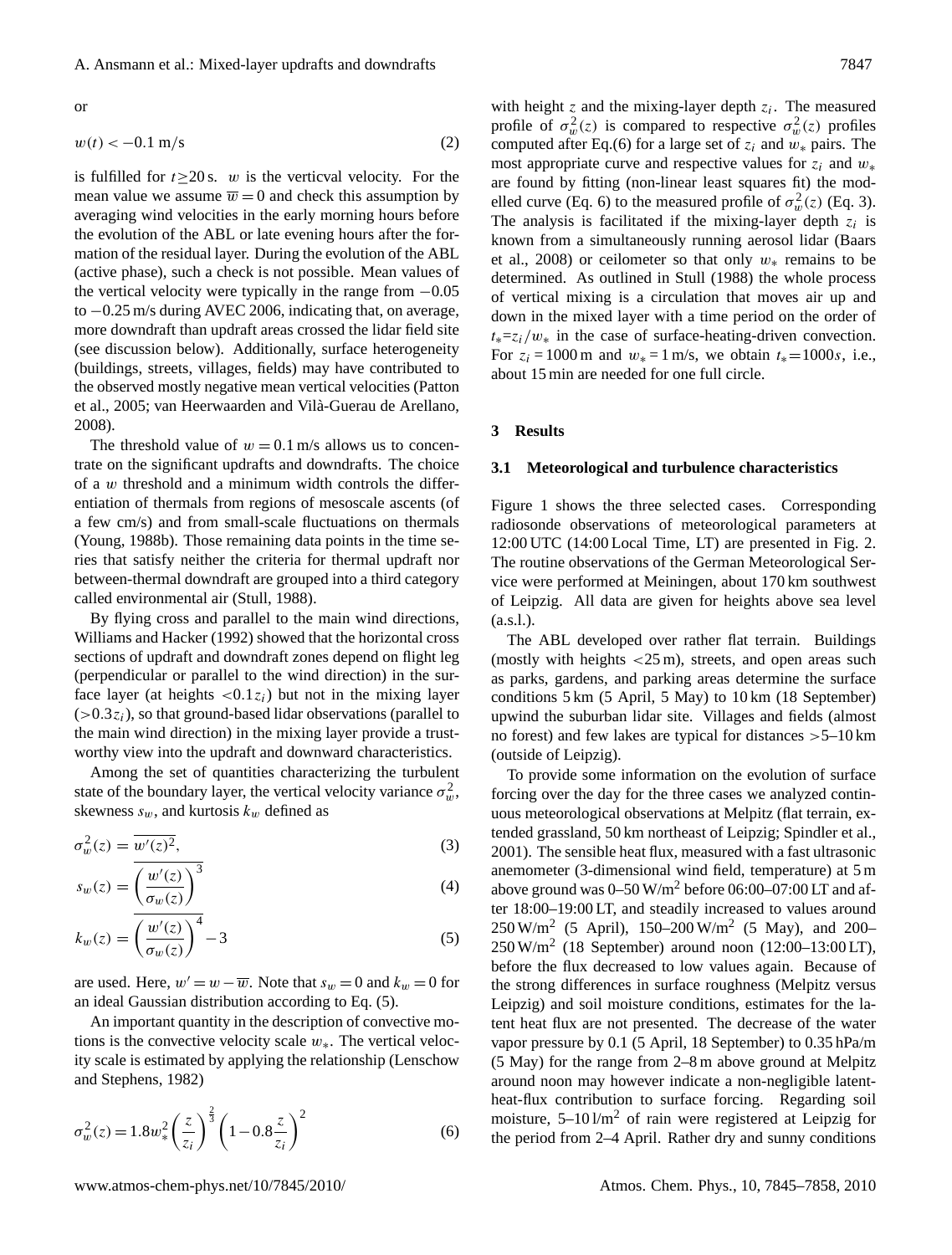or

$$w(t) < -0.1 \text{ m/s} \tag{2}$$

is fulfilled for $t \geq 20$ s. $w$ is the verticval velocity. For the mean value we assume $\overline{w} = 0$ and check this assumption by averaging wind velocities in the early morning hours before the evolution of the ABL or late evening hours after the formation of the residual layer. During the evolution of the ABL (active phase), such a check is not possible. Mean values of the vertical velocity were typically in the range from $-0.05$ to $-0.25$ m/s during AVEC 2006, indicating that, on average, more downdraft than updraft areas crossed the lidar field site (see discussion below). Additionally, surface heterogeneity (buildings, streets, villages, fields) may have contributed to the observed mostly negative mean vertical velocities (Patton et al., 2005; van Heerwaarden and Vilà-Guerau de Arellano, 2008).

The threshold value of $w = 0.1$ m/s allows us to concentrate on the significant updrafts and downdrafts. The choice of a $w$ threshold and a minimum width controls the differentiation of thermals from regions of mesoscale ascents (of a few cm/s) and from small-scale fluctuations on thermals (Young, 1988b). Those remaining data points in the time series that satisfy neither the criteria for thermal updraft nor between-thermal downdraft are grouped into a third category called environmental air (Stull, 1988).

By flying cross and parallel to the main wind directions, Williams and Hacker (1992) showed that the horizontal cross sections of updraft and downdraft zones depend on flight leg (perpendicular or parallel to the wind direction) in the surface layer (at heights $<0.1z_i$) but not in the mixing layer ($>0.3z_i$), so that ground-based lidar observations (parallel to the main wind direction) in the mixing layer provide a trustworthy view into the updraft and downward characteristics.

Among the set of quantities characterizing the turbulent state of the boundary layer, the vertical velocity variance $\sigma_w^2$, skewness $s_w$, and kurtosis $k_w$ defined as

$$\sigma_w^2(z) = \overline{w'(z)^2}, \tag{3}$$

$$s_w(z) = \overline{\left(\frac{w'(z)}{\sigma_w(z)}\right)^3} \tag{4}$$

$$k_w(z) = \overline{\left(\frac{w'(z)}{\sigma_w(z)}\right)^4} - 3 \tag{5}$$

are used. Here, $w' = w - \overline{w}$. Note that $s_w = 0$ and $k_w = 0$ for an ideal Gaussian distribution according to Eq. (5).

An important quantity in the description of convective motions is the convective velocity scale $w_*$. The vertical velocity scale is estimated by applying the relationship (Lenschow and Stephens, 1982)

$$\sigma_w^2(z) = 1.8 w_*^2 \left(\frac{z}{z_i}\right)^{\frac{2}{3}} \left(1 - 0.8\frac{z}{z_i}\right)^2 \tag{6}$$

with height $z$ and the mixing-layer depth $z_i$. The measured profile of $\sigma_w^2(z)$ is compared to respective $\sigma_w^2(z)$ profiles computed after Eq.(6) for a large set of $z_i$ and $w_*$ pairs. The most appropriate curve and respective values for $z_i$ and $w_*$ are found by fitting (non-linear least squares fit) the modelled curve (Eq. 6) to the measured profile of $\sigma_w^2(z)$ (Eq. 3). The analysis is facilitated if the mixing-layer depth $z_i$ is known from a simultaneously running aerosol lidar (Baars et al., 2008) or ceilometer so that only $w_*$ remains to be determined. As outlined in Stull (1988) the whole process of vertical mixing is a circulation that moves air up and down in the mixed layer with a time period on the order of $t_* = z_i / w_*$ in the case of surface-heating-driven convection. For $z_i = 1000$ m and $w_* = 1$ m/s, we obtain $t_* = 1000 s$, i.e., about 15 min are needed for one full circle.

## 3 Results

### 3.1 Meteorological and turbulence characteristics

Figure 1 shows the three selected cases. Corresponding radiosonde observations of meteorological parameters at 12:00 UTC (14:00 Local Time, LT) are presented in Fig. 2. The routine observations of the German Meteorological Service were performed at Meiningen, about 170 km southwest of Leipzig. All data are given for heights above sea level (a.s.l.).

The ABL developed over rather flat terrain. Buildings (mostly with heights $<25$ m), streets, and open areas such as parks, gardens, and parking areas determine the surface conditions 5 km (5 April, 5 May) to 10 km (18 September) upwind the suburban lidar site. Villages and fields (almost no forest) and few lakes are typical for distances $>5$–10 km (outside of Leipzig).

To provide some information on the evolution of surface forcing over the day for the three cases we analyzed continuous meteorological observations at Melpitz (flat terrain, extended grassland, 50 km northeast of Leipzig; Spindler et al., 2001). The sensible heat flux, measured with a fast ultrasonic anemometer (3-dimensional wind field, temperature) at 5 m above ground was 0–50 W/m$^2$ before 06:00–07:00 LT and after 18:00–19:00 LT, and steadily increased to values around 250 W/m$^2$ (5 April), 150–200 W/m$^2$ (5 May), and 200–250 W/m$^2$ (18 September) around noon (12:00–13:00 LT), before the flux decreased to low values again. Because of the strong differences in surface roughness (Melpitz versus Leipzig) and soil moisture conditions, estimates for the latent heat flux are not presented. The decrease of the water vapor pressure by 0.1 (5 April, 18 September) to 0.35 hPa/m (5 May) for the range from 2–8 m above ground at Melpitz around noon may however indicate a non-negligible latent-heat-flux contribution to surface forcing. Regarding soil moisture, 5–10 l/m$^2$ of rain were registered at Leipzig for the period from 2–4 April. Rather dry and sunny conditions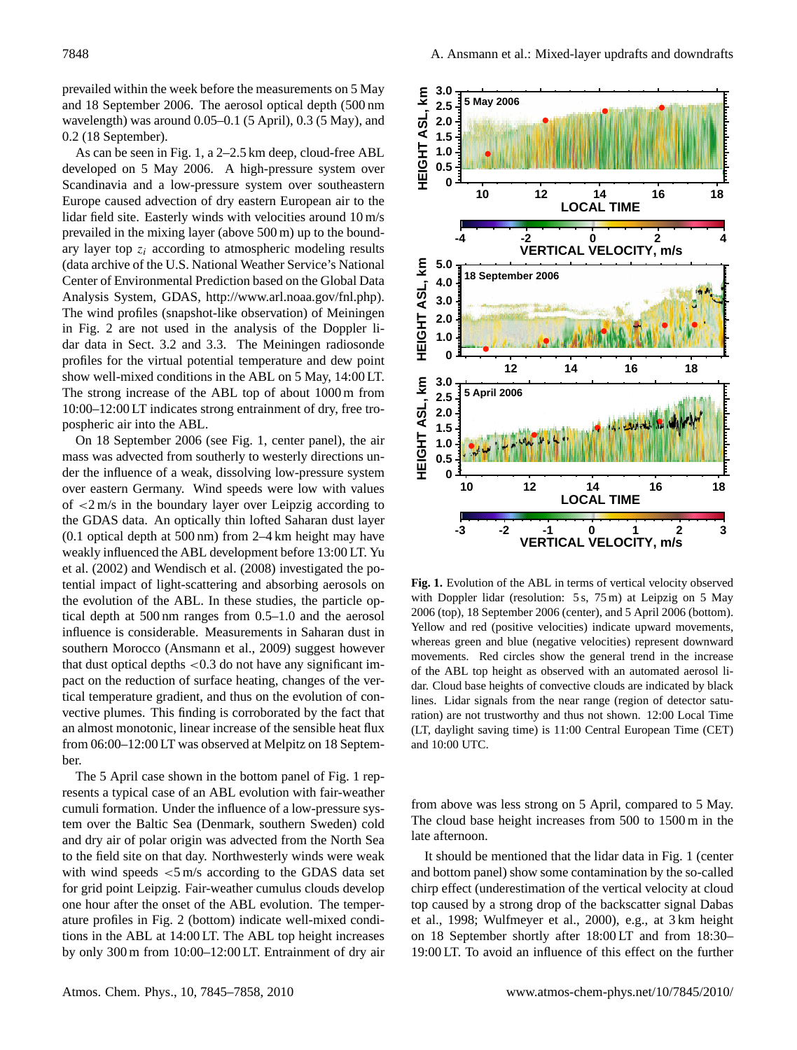prevailed within the week before the measurements on 5 May and 18 September 2006. The aerosol optical depth (500 nm wavelength) was around 0.05–0.1 (5 April), 0.3 (5 May), and 0.2 (18 September).

As can be seen in Fig. 1, a 2–2.5 km deep, cloud-free ABL developed on 5 May 2006. A high-pressure system over Scandinavia and a low-pressure system over southeastern Europe caused advection of dry eastern European air to the lidar field site. Easterly winds with velocities around 10 m/s prevailed in the mixing layer (above 500 m) up to the boundary layer top $z_i$ according to atmospheric modeling results (data archive of the U.S. National Weather Service's National Center of Environmental Prediction based on the Global Data Analysis System, GDAS, http://www.arl.noaa.gov/fnl.php). The wind profiles (snapshot-like observation) of Meiningen in Fig. 2 are not used in the analysis of the Doppler lidar data in Sect. 3.2 and 3.3. The Meiningen radiosonde profiles for the virtual potential temperature and dew point show well-mixed conditions in the ABL on 5 May, 14:00 LT. The strong increase of the ABL top of about 1000 m from 10:00–12:00 LT indicates strong entrainment of dry, free tropospheric air into the ABL.

On 18 September 2006 (see Fig. 1, center panel), the air mass was advected from southerly to westerly directions under the influence of a weak, dissolving low-pressure system over eastern Germany. Wind speeds were low with values of <2 m/s in the boundary layer over Leipzig according to the GDAS data. An optically thin lofted Saharan dust layer (0.1 optical depth at 500 nm) from 2–4 km height may have weakly influenced the ABL development before 13:00 LT. Yu et al. (2002) and Wendisch et al. (2008) investigated the potential impact of light-scattering and absorbing aerosols on the evolution of the ABL. In these studies, the particle optical depth at 500 nm ranges from 0.5–1.0 and the aerosol influence is considerable. Measurements in Saharan dust in southern Morocco (Ansmann et al., 2009) suggest however that dust optical depths <0.3 do not have any significant impact on the reduction of surface heating, changes of the vertical temperature gradient, and thus on the evolution of convective plumes. This finding is corroborated by the fact that an almost monotonic, linear increase of the sensible heat flux from 06:00–12:00 LT was observed at Melpitz on 18 September.

The 5 April case shown in the bottom panel of Fig. 1 represents a typical case of an ABL evolution with fair-weather cumuli formation. Under the influence of a low-pressure system over the Baltic Sea (Denmark, southern Sweden) cold and dry air of polar origin was advected from the North Sea to the field site on that day. Northwesterly winds were weak with wind speeds <5 m/s according to the GDAS data set for grid point Leipzig. Fair-weather cumulus clouds develop one hour after the onset of the ABL evolution. The temperature profiles in Fig. 2 (bottom) indicate well-mixed conditions in the ABL at 14:00 LT. The ABL top height increases by only 300 m from 10:00–12:00 LT. Entrainment of dry air from above was less strong on 5 April, compared to 5 May. The cloud base height increases from 500 to 1500 m in the late afternoon.

**Fig. 1.** Evolution of the ABL in terms of vertical velocity observed with Doppler lidar (resolution: 5 s, 75 m) at Leipzig on 5 May 2006 (top), 18 September 2006 (center), and 5 April 2006 (bottom). Yellow and red (positive velocities) indicate upward movements, whereas green and blue (negative velocities) represent downward movements. Red circles show the general trend in the increase of the ABL top height as observed with an auxiliary aerosol lidar. Cloud base heights of convective clouds are indicated by black lines. Lidar signals from the near range (region of detector saturation) are not trustworthy and thus not shown. 12:00 Local Time (LT, daylight saving time) is 11:00 Central European Time (CET) and 10:00 UTC.

It should be mentioned that the lidar data in Fig. 1 (center and bottom panel) show some contamination by the so-called chirp effect (underestimation of the vertical velocity at cloud top caused by a strong drop of the backscatter signal Dabas et al., 1998; Wulfmeyer et al., 2000), e.g., at 3 km height on 18 September shortly after 18:00 LT and from 18:30–19:00 LT. To avoid an influence of this effect on the further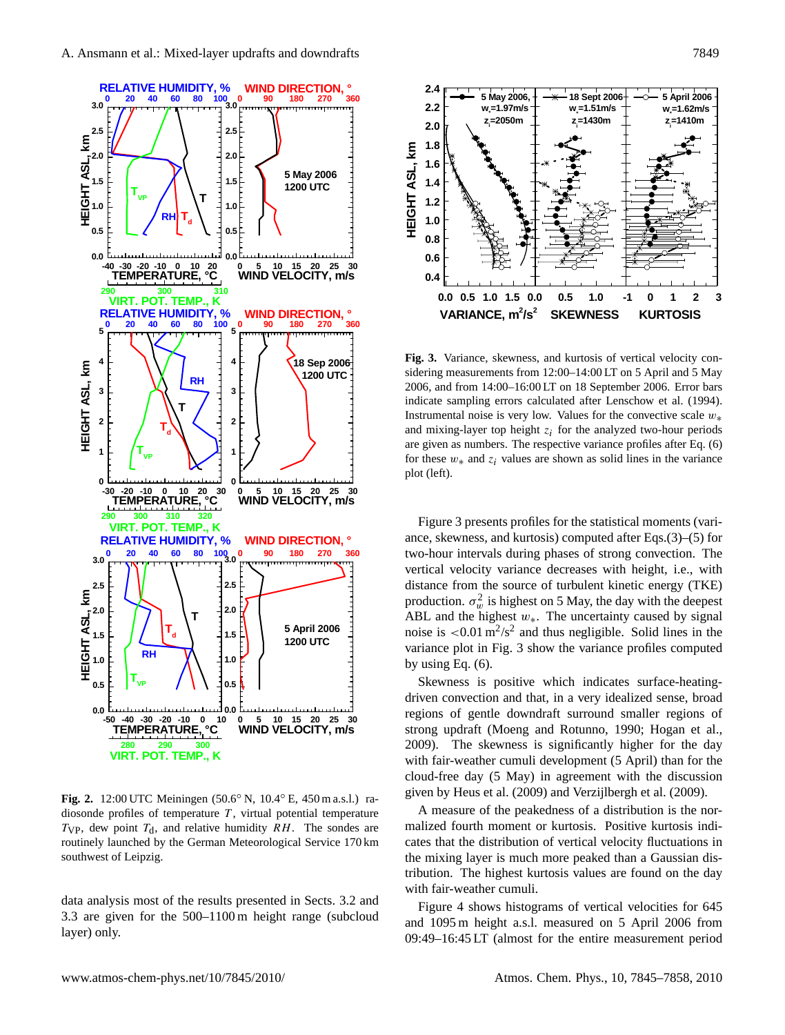**Fig. 2.** 12:00 UTC Meiningen (50.6° N, 10.4° E, 450 m a.s.l.) radiosonde profiles of temperature $T$, virtual potential temperature $T_{\mathrm{VP}}$, dew point $T_{\mathrm{d}}$, and relative humidity $RH$. The sondes are routinely launched by the German Meteorological Service 170 km southwest of Leipzig.

data analysis most of the results presented in Sects. 3.2 and 3.3 are given for the 500–1100 m height range (subcloud layer) only.

**Fig. 3.** Variance, skewness, and kurtosis of vertical velocity considering measurements from 12:00–14:00 LT on 5 April and 5 May 2006, and from 14:00–16:00 LT on 18 September 2006. Error bars indicate sampling errors calculated after Lenschow et al. (1994). Instrumental noise is very low. Values for the convective scale $w_*$ and mixing-layer top height $z_i$ for the analyzed two-hour periods are given as numbers. The respective variance profiles after Eq. (6) for these $w_*$ and $z_i$ values are shown as solid lines in the variance plot (left).

Figure 3 presents profiles for the statistical moments (variance, skewness, and kurtosis) computed after Eqs.(3)–(5) for two-hour intervals during phases of strong convection. The vertical velocity variance decreases with height, i.e., with distance from the source of turbulent kinetic energy (TKE) production. $\sigma_w^2$ is highest on 5 May, the day with the deepest ABL and the highest $w_*$. The uncertainty caused by signal noise is $<0.01\,\mathrm{m^2/s^2}$ and thus negligible. Solid lines in the variance plot in Fig. 3 show the variance profiles computed by using Eq. (6).

Skewness is positive which indicates surface-heating-driven convection and that, in a very idealized sense, broad regions of gentle downdraft surround smaller regions of strong updraft (Moeng and Rotunno, 1990; Hogan et al., 2009). The skewness is significantly higher for the day with fair-weather cumuli development (5 April) than for the cloud-free day (5 May) in agreement with the discussion given by Heus et al. (2009) and Verzijlbergh et al. (2009).

A measure of the peakedness of a distribution is the normalized fourth moment or kurtosis. Positive kurtosis indicates that the distribution of vertical velocity fluctuations in the mixing layer is much more peaked than a Gaussian distribution. The highest kurtosis values are found on the day with fair-weather cumuli.

Figure 4 shows histograms of vertical velocities for 645 and 1095 m height a.s.l. measured on 5 April 2006 from 09:49–16:45 LT (almost for the entire measurement period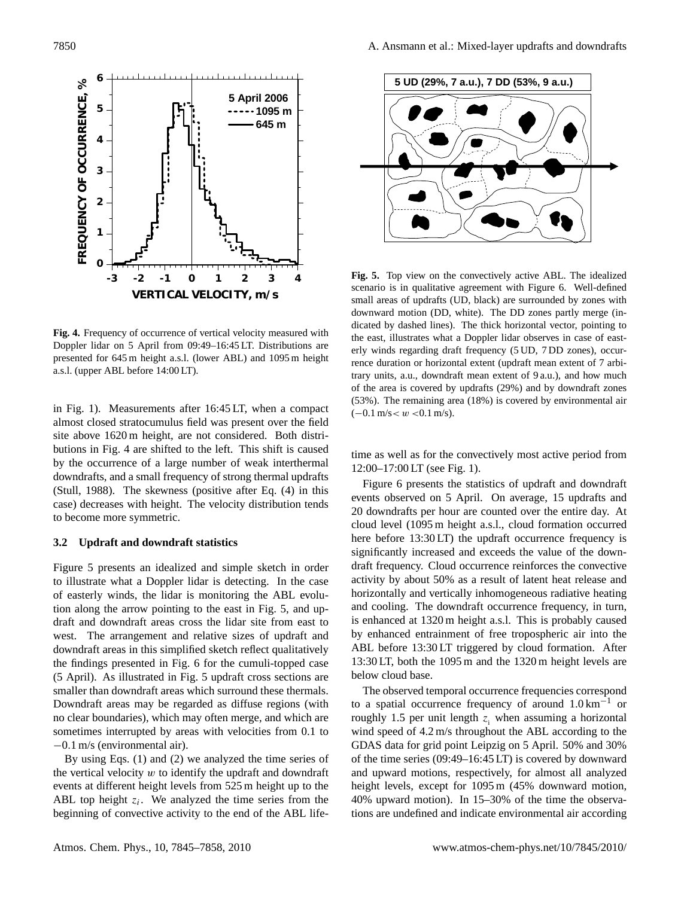**Fig. 4.** Frequency of occurrence of vertical velocity measured with Doppler lidar on 5 April from 09:49–16:45 LT. Distributions are presented for 645 m height a.s.l. (lower ABL) and 1095 m height a.s.l. (upper ABL before 14:00 LT).

**Fig. 5.** Top view on the convectively active ABL. The idealized scenario is in qualitative agreement with Figure 6. Well-defined small areas of updrafts (UD, black) are surrounded by zones with downward motion (DD, white). The DD zones partly merge (indicated by dashed lines). The thick horizontal vector, pointing to the east, illustrates what a Doppler lidar observes in case of easterly winds regarding draft frequency (5 UD, 7 DD zones), occurrence duration or horizontal extent (updraft mean extent of 7 arbitrary units, a.u., downdraft mean extent of 9 a.u.), and how much of the area is covered by updrafts (29%) and by downdraft zones (53%). The remaining area (18%) is covered by environmental air ($-0.1$ m/s $< w < 0.1$ m/s).

in Fig. 1). Measurements after 16:45 LT, when a compact almost closed stratocumulus field was present over the field site above 1620 m height, are not considered. Both distributions in Fig. 4 are shifted to the left. This shift is caused by the occurrence of a large number of weak interthermal downdrafts, and a small frequency of strong thermal updrafts (Stull, 1988). The skewness (positive after Eq. (4) in this case) decreases with height. The velocity distribution tends to become more symmetric.

### 3.2 Updraft and downdraft statistics

Figure 5 presents an idealized and simple sketch in order to illustrate what a Doppler lidar is detecting. In the case of easterly winds, the lidar is monitoring the ABL evolution along the arrow pointing to the east in Fig. 5, and updraft and downdraft areas cross the lidar site from east to west. The arrangement and relative sizes of updraft and downdraft areas in this simplified sketch reflect qualitatively the findings presented in Fig. 6 for the cumuli-topped case (5 April). As illustrated in Fig. 5 updraft cross sections are smaller than downdraft areas which surround these thermals. Downdraft areas may be regarded as diffuse regions (with no clear boundaries), which may often merge, and which are sometimes interrupted by areas with velocities from 0.1 to $-0.1$ m/s (environmental air).

By using Eqs. (1) and (2) we analyzed the time series of the vertical velocity $w$ to identify the updraft and downdraft events at different height levels from 525 m height up to the ABL top height $z_i$. We analyzed the time series from the beginning of convective activity to the end of the ABL lifetime as well as for the convectively most active period from 12:00–17:00 LT (see Fig. 1).

Figure 6 presents the statistics of updraft and downdraft events observed on 5 April. On average, 15 updrafts and 20 downdrafts per hour are counted over the entire day. At cloud level (1095 m height a.s.l., cloud formation occurred here before 13:30 LT) the updraft occurrence frequency is significantly increased and exceeds the value of the downdraft frequency. Cloud occurrence reinforces the convective activity by about 50% as a result of latent heat release and horizontally and vertically inhomogeneous radiative heating and cooling. The downdraft occurrence frequency, in turn, is enhanced at 1320 m height a.s.l. This is probably caused by enhanced entrainment of free tropospheric air into the ABL before 13:30 LT triggered by cloud formation. After 13:30 LT, both the 1095 m and the 1320 m height levels are below cloud base.

The observed temporal occurrence frequencies correspond to a spatial occurrence frequency of around 1.0 km$^{-1}$ or roughly 1.5 per unit length $z_i$ when assuming a horizontal wind speed of 4.2 m/s throughout the ABL according to the GDAS data for grid point Leipzig on 5 April. 50% and 30% of the time series (09:49–16:45 LT) is covered by downward and upward motions, respectively, for almost all analyzed height levels, except for 1095 m (45% downward motion, 40% upward motion). In 15–30% of the time the observations are undefined and indicate environmental air according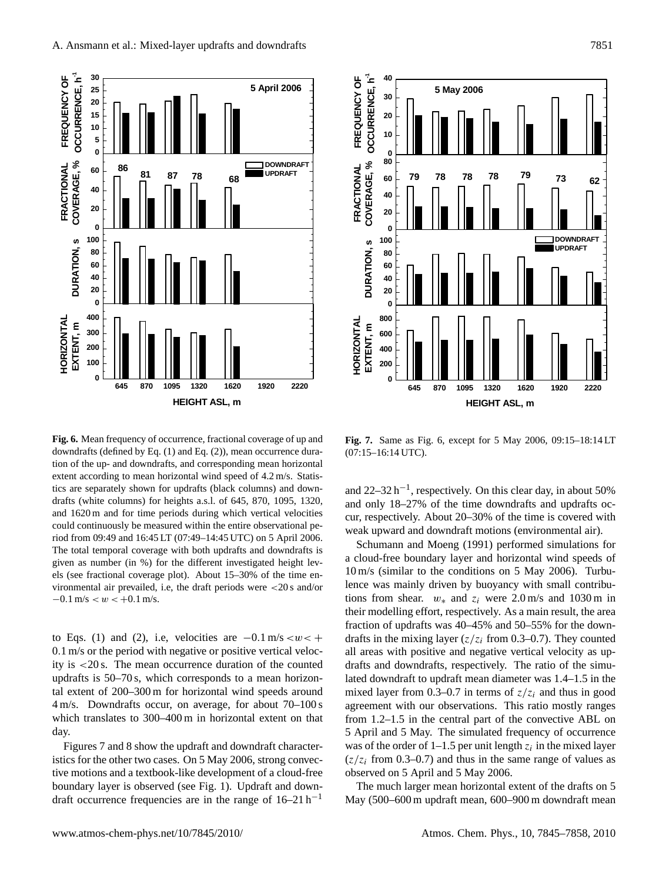**Fig. 6.** Mean frequency of occurrence, fractional coverage of up and downdrafts (defined by Eq. (1) and Eq. (2)), mean occurrence duration of the up- and downdrafts, and corresponding mean horizontal extent according to mean horizontal wind speed of 4.2 m/s. Statistics are separately shown for updrafts (black columns) and downdrafts (white columns) for heights a.s.l. of 645, 870, 1095, 1320, and 1620 m and for time periods during which vertical velocities could continuously be measured within the entire observational period from 09:49 and 16:45 LT (07:49–14:45 UTC) on 5 April 2006. The total temporal coverage with both updrafts and downdrafts is given as number (in %) for the different investigated height levels (see fractional coverage plot). About 15–30% of the time environmental air prevailed, i.e, the draft periods were <20 s and/or $-0.1$ m/s $< w < +0.1$ m/s.

**Fig. 7.** Same as Fig. 6, except for 5 May 2006, 09:15–18:14 LT (07:15–16:14 UTC).

to Eqs. (1) and (2), i.e, velocities are $-0.1$ m/s $<w<+0.1$ m/s or the period with negative or positive vertical velocity is <20 s. The mean occurrence duration of the counted updrafts is 50–70 s, which corresponds to a mean horizontal extent of 200–300 m for horizontal wind speeds around 4 m/s. Downdrafts occur, on average, for about 70–100 s which translates to 300–400 m in horizontal extent on that day.

Figures 7 and 8 show the updraft and downdraft characteristics for the other two cases. On 5 May 2006, strong convective motions and a textbook-like development of a cloud-free boundary layer is observed (see Fig. 1). Updraft and downdraft occurrence frequencies are in the range of 16–21 $h^{-1}$ and 22–32 $h^{-1}$, respectively. On this clear day, in about 50% and only 18–27% of the time downdrafts and updrafts occur, respectively. About 20–30% of the time is covered with weak upward and downdraft motions (environmental air).

Schumann and Moeng (1991) performed simulations for a cloud-free boundary layer and horizontal wind speeds of 10 m/s (similar to the conditions on 5 May 2006). Turbulence was mainly driven by buoyancy with small contributions from shear. $w_*$ and $z_i$ were 2.0 m/s and 1030 m in their modelling effort, respectively. As a main result, the area fraction of updrafts was 40–45% and 50–55% for the downdrafts in the mixing layer ($z/z_i$ from 0.3–0.7). They counted all areas with positive and negative vertical velocity as updrafts and downdrafts, respectively. The ratio of the simulated downdraft to updraft mean diameter was 1.4–1.5 in the mixed layer from 0.3–0.7 in terms of $z/z_i$ and thus in good agreement with our observations. This ratio mostly ranges from 1.2–1.5 in the central part of the convective ABL on 5 April and 5 May. The simulated frequency of occurrence was of the order of 1–1.5 per unit length $z_i$ in the mixed layer ($z/z_i$ from 0.3–0.7) and thus in the same range of values as observed on 5 April and 5 May 2006.

The much larger mean horizontal extent of the drafts on 5 May (500–600 m updraft mean, 600–900 m downdraft mean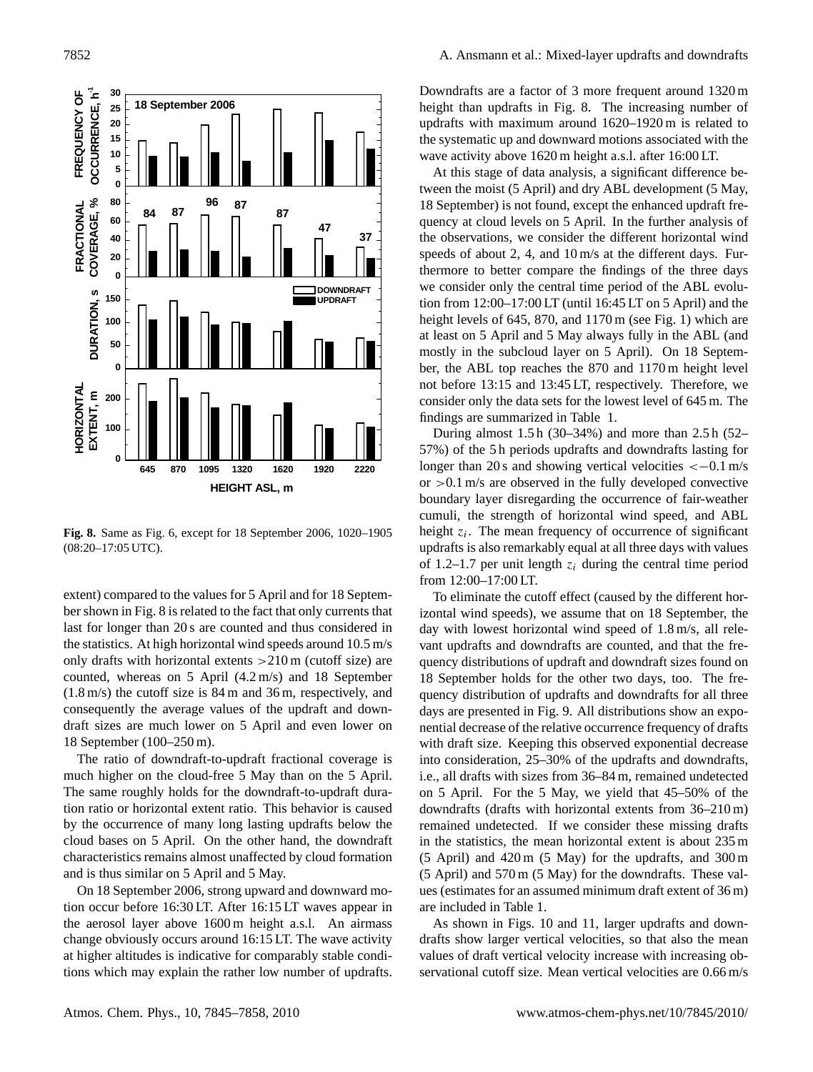**Fig. 8.** Same as Fig. 6, except for 18 September 2006, 1020–1905 (08:20–17:05 UTC).

extent) compared to the values for 5 April and for 18 September shown in Fig. 8 is related to the fact that only currents that last for longer than 20 s are counted and thus considered in the statistics. At high horizontal wind speeds around 10.5 m/s only drafts with horizontal extents >210 m (cutoff size) are counted, whereas on 5 April (4.2 m/s) and 18 September (1.8 m/s) the cutoff size is 84 m and 36 m, respectively, and consequently the average values of the updraft and downdraft sizes are much lower on 5 April and even lower on 18 September (100–250 m).

The ratio of downdraft-to-updraft fractional coverage is much higher on the cloud-free 5 May than on the 5 April. The same roughly holds for the downdraft-to-updraft duration ratio or horizontal extent ratio. This behavior is caused by the occurrence of many long lasting updrafts below the cloud bases on 5 April. On the other hand, the downdraft characteristics remains almost unaffected by cloud formation and is thus similar on 5 April and 5 May.

On 18 September 2006, strong upward and downward motion occur before 16:30 LT. After 16:15 LT waves appear in the aerosol layer above 1600 m height a.s.l. An airmass change obviously occurs around 16:15 LT. The wave activity at higher altitudes is indicative for comparably stable conditions which may explain the rather low number of updrafts. Downdrafts are a factor of 3 more frequent around 1320 m height than updrafts in Fig. 8. The increasing number of updrafts with maximum around 1620–1920 m is related to the systematic up and downward motions associated with the wave activity above 1620 m height a.s.l. after 16:00 LT.

At this stage of data analysis, a significant difference between the moist (5 April) and dry ABL development (5 May, 18 September) is not found, except the enhanced updraft frequency at cloud levels on 5 April. In the further analysis of the observations, we consider the different horizontal wind speeds of about 2, 4, and 10 m/s at the different days. Furthermore to better compare the findings of the three days we consider only the central time period of the ABL evolution from 12:00–17:00 LT (until 16:45 LT on 5 April) and the height levels of 645, 870, and 1170 m (see Fig. 1) which are at least on 5 April and 5 May always fully in the ABL (and mostly in the subcloud layer on 5 April). On 18 September, the ABL top reaches the 870 and 1170 m height level not before 13:15 and 13:45 LT, respectively. Therefore, we consider only the data sets for the lowest level of 645 m. The findings are summarized in Table 1.

During almost 1.5 h (30–34%) and more than 2.5 h (52–57%) of the 5 h periods updrafts and downdrafts lasting for longer than 20 s and showing vertical velocities <−0.1 m/s or >0.1 m/s are observed in the fully developed convective boundary layer disregarding the occurrence of fair-weather cumuli, the strength of horizontal wind speed, and ABL height $z_i$. The mean frequency of occurrence of significant updrafts is also remarkably equal at all three days with values of 1.2–1.7 per unit length $z_i$ during the central time period from 12:00–17:00 LT.

To eliminate the cutoff effect (caused by the different horizontal wind speeds), we assume that on 18 September, the day with lowest horizontal wind speed of 1.8 m/s, all relevant updrafts and downdrafts are counted, and that the frequency distributions of updraft and downdraft sizes found on 18 September holds for the other two days, too. The frequency distribution of updrafts and downdrafts for all three days are presented in Fig. 9. All distributions show an exponential decrease of the relative occurrence frequency of drafts with draft size. Keeping this observed exponential decrease into consideration, 25–30% of the updrafts and downdrafts, i.e., all drafts with sizes from 36–84 m, remained undetected on 5 April. For the 5 May, we yield that 45–50% of the downdrafts (drafts with horizontal extents from 36–210 m) remained undetected. If we consider these missing drafts in the statistics, the mean horizontal extent is about 235 m (5 April) and 420 m (5 May) for the updrafts, and 300 m (5 April) and 570 m (5 May) for the downdrafts. These values (estimates for an assumed minimum draft extent of 36 m) are included in Table 1.

As shown in Figs. 10 and 11, larger updrafts and downdrafts show larger vertical velocities, so that also the mean values of draft vertical velocity increase with increasing observational cutoff size. Mean vertical velocities are 0.66 m/s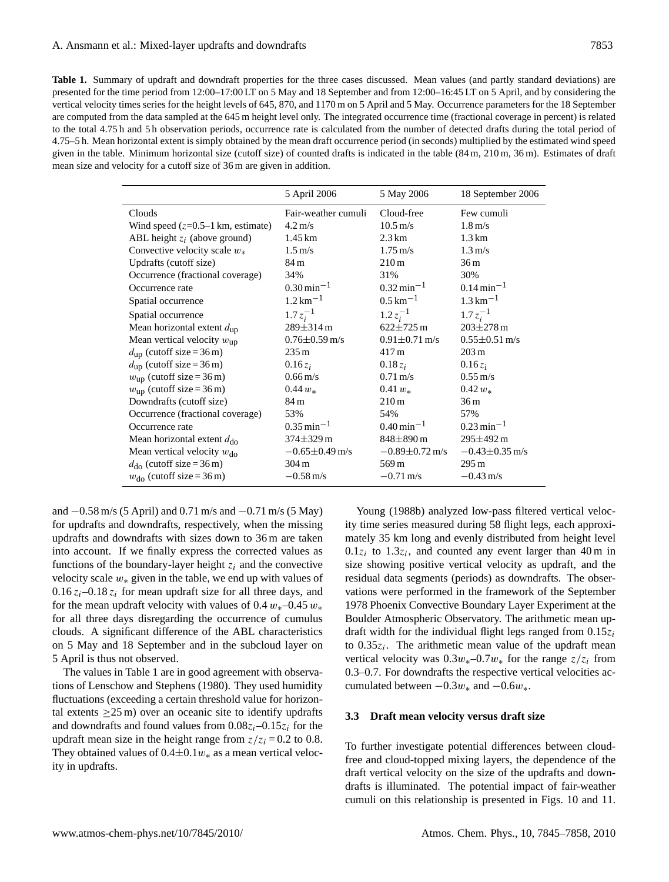**Table 1.** Summary of updraft and downdraft properties for the three cases discussed. Mean values (and partly standard deviations) are presented for the time period from 12:00–17:00 LT on 5 May and 18 September and from 12:00–16:45 LT on 5 April, and by considering the vertical velocity times series for the height levels of 645, 870, and 1170 m on 5 April and 5 May. Occurrence parameters for the 18 September are computed from the data sampled at the 645 m height level only. The integrated occurrence time (fractional coverage in percent) is related to the total 4.75 h and 5 h observation periods, occurrence rate is calculated from the number of detected drafts during the total period of 4.75–5 h. Mean horizontal extent is simply obtained by the mean draft occurrence period (in seconds) multiplied by the estimated wind speed given in the table. Minimum horizontal size (cutoff size) of counted drafts is indicated in the table (84 m, 210 m, 36 m). Estimates of draft mean size and velocity for a cutoff size of 36 m are given in addition.

| | 5 April 2006 | 5 May 2006 | 18 September 2006 |
|---|---|---|---|
| Clouds | Fair-weather cumuli | Cloud-free | Few cumuli |
| Wind speed ($z$=0.5–1 km, estimate) | 4.2 m/s | 10.5 m/s | 1.8 m/s |
| ABL height $z_i$ (above ground) | 1.45 km | 2.3 km | 1.3 km |
| Convective velocity scale $w_*$ | 1.5 m/s | 1.75 m/s | 1.3 m/s |
| Updrafts (cutoff size) | 84 m | 210 m | 36 m |
| Occurrence (fractional coverage) | 34% | 31% | 30% |
| Occurrence rate | 0.30 min$^{-1}$ | 0.32 min$^{-1}$ | 0.14 min$^{-1}$ |
| Spatial occurrence | 1.2 km$^{-1}$ | 0.5 km$^{-1}$ | 1.3 km$^{-1}$ |
| Spatial occurrence | $1.7\,z_i^{-1}$ | $1.2\,z_i^{-1}$ | $1.7\,z_i^{-1}$ |
| Mean horizontal extent $d_{\rm up}$ | 289±314 m | 622±725 m | 203±278 m |
| Mean vertical velocity $w_{\rm up}$ | 0.76±0.59 m/s | 0.91±0.71 m/s | 0.55±0.51 m/s |
| $d_{\rm up}$ (cutoff size = 36 m) | 235 m | 417 m | 203 m |
| $d_{\rm up}$ (cutoff size = 36 m) | $0.16\,z_i$ | $0.18\,z_i$ | $0.16\,z_{\rm i}$ |
| $w_{\rm up}$ (cutoff size = 36 m) | 0.66 m/s | 0.71 m/s | 0.55 m/s |
| $w_{\rm up}$ (cutoff size = 36 m) | $0.44\,w_*$ | $0.41\,w_*$ | $0.42\,w_*$ |
| Downdrafts (cutoff size) | 84 m | 210 m | 36 m |
| Occurrence (fractional coverage) | 53% | 54% | 57% |
| Occurrence rate | 0.35 min$^{-1}$ | 0.40 min$^{-1}$ | 0.23 min$^{-1}$ |
| Mean horizontal extent $d_{\rm do}$ | 374±329 m | 848±890 m | 295±492 m |
| Mean vertical velocity $w_{\rm do}$ | −0.65±0.49 m/s | −0.89±0.72 m/s | −0.43±0.35 m/s |
| $d_{\rm do}$ (cutoff size = 36 m) | 304 m | 569 m | 295 m |
| $w_{\rm do}$ (cutoff size = 36 m) | −0.58 m/s | −0.71 m/s | −0.43 m/s |

and −0.58 m/s (5 April) and 0.71 m/s and −0.71 m/s (5 May) for updrafts and downdrafts, respectively, when the missing updrafts and downdrafts with sizes down to 36 m are taken into account. If we finally express the corrected values as functions of the boundary-layer height $z_i$ and the convective velocity scale $w_*$ given in the table, we end up with values of $0.16\,z_i$–$0.18\,z_i$ for mean updraft size for all three days, and for the mean updraft velocity with values of $0.4\,w_*$–$0.45\,w_*$ for all three days disregarding the occurrence of cumulus clouds. A significant difference of the ABL characteristics on 5 May and 18 September and in the subcloud layer on 5 April is thus not observed.

The values in Table 1 are in good agreement with observations of Lenschow and Stephens (1980). They used humidity fluctuations (exceeding a certain threshold value for horizontal extents ≥25 m) over an oceanic site to identify updrafts and downdrafts and found values from $0.08z_i$–$0.15z_i$ for the updraft mean size in the height range from $z/z_i = 0.2$ to 0.8. They obtained values of $0.4\pm0.1w_*$ as a mean vertical velocity in updrafts.

Young (1988b) analyzed low-pass filtered vertical velocity time series measured during 58 flight legs, each approximately 35 km long and evenly distributed from height level $0.1z_i$ to $1.3z_i$, and counted any event larger than 40 m in size showing positive vertical velocity as updraft, and the residual data segments (periods) as downdrafts. The observations were performed in the framework of the September 1978 Phoenix Convective Boundary Layer Experiment at the Boulder Atmospheric Observatory. The arithmetic mean updraft width for the individual flight legs ranged from $0.15z_i$ to $0.35z_i$. The arithmetic mean value of the updraft mean vertical velocity was $0.3w_*$–$0.7w_*$ for the range $z/z_i$ from 0.3–0.7. For downdrafts the respective vertical velocities accumulated between $-0.3w_*$ and $-0.6w_*$.

### 3.3 Draft mean velocity versus draft size

To further investigate potential differences between cloud-free and cloud-topped mixing layers, the dependence of the draft vertical velocity on the size of the updrafts and downdrafts is illuminated. The potential impact of fair-weather cumuli on this relationship is presented in Figs. 10 and 11.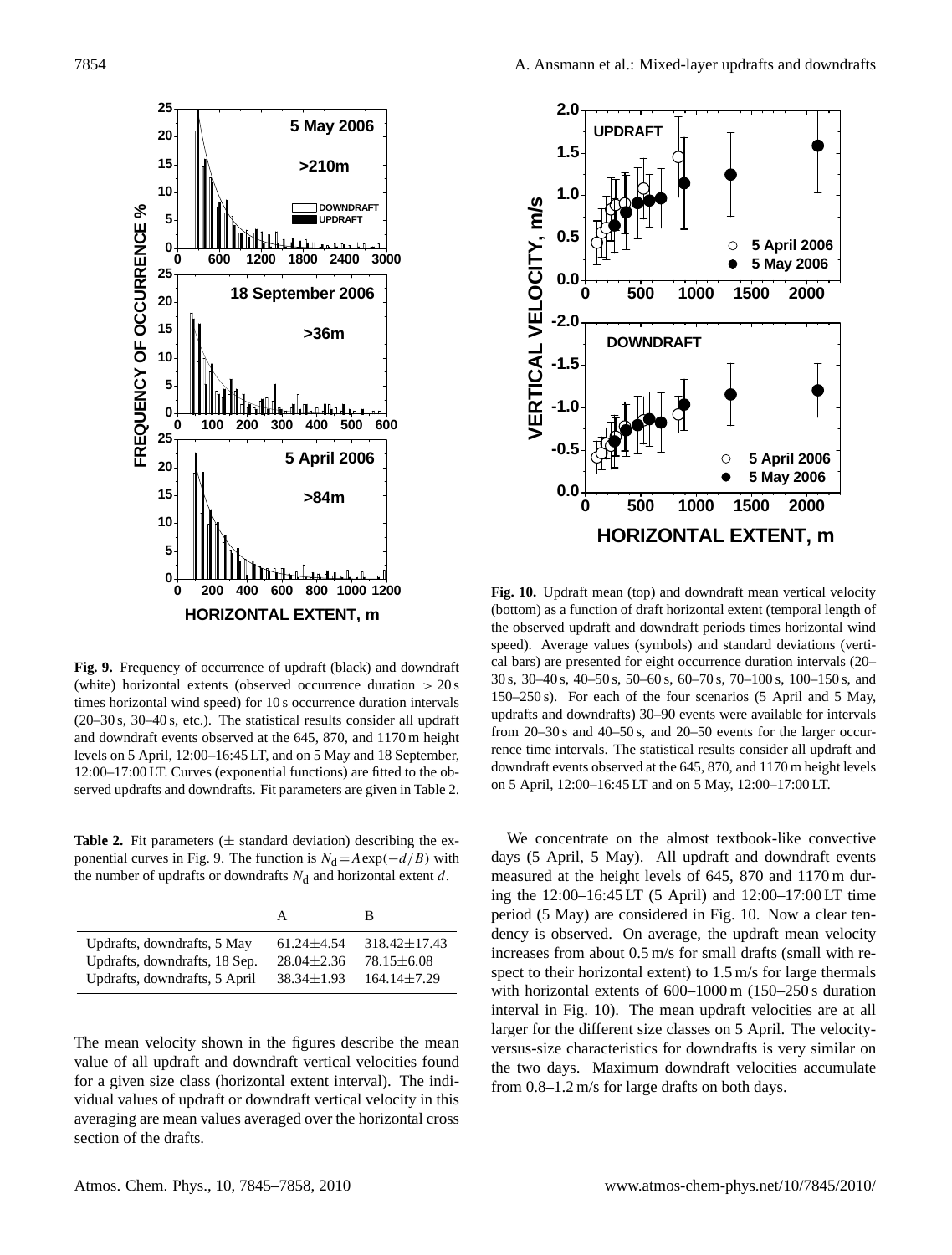**Fig. 9.** Frequency of occurrence of updraft (black) and downdraft (white) horizontal extents (observed occurrence duration $> 20$ s times horizontal wind speed) for 10 s occurrence duration intervals (20–30 s, 30–40 s, etc.). The statistical results consider all updraft and downdraft events observed at the 645, 870, and 1170 m height levels on 5 April, 12:00–16:45 LT, and on 5 May and 18 September, 12:00–17:00 LT. Curves (exponential functions) are fitted to the observed updrafts and downdrafts. Fit parameters are given in Table 2.

**Table 2.** Fit parameters ($\pm$ standard deviation) describing the exponential curves in Fig. 9. The function is $N_d = A\exp(-d/B)$ with the number of updrafts or downdrafts $N_d$ and horizontal extent $d$.

| | A | B |
|---|---|---|
| Updrafts, downdrafts, 5 May | 61.24±4.54 | 318.42±17.43 |
| Updrafts, downdrafts, 18 Sep. | 28.04±2.36 | 78.15±6.08 |
| Updrafts, downdrafts, 5 April | 38.34±1.93 | 164.14±7.29 |

The mean velocity shown in the figures describe the mean value of all updraft and downdraft vertical velocities found for a given size class (horizontal extent interval). The individual values of updraft or downdraft vertical velocity in this averaging are mean values averaged over the horizontal cross section of the drafts.

**Fig. 10.** Updraft mean (top) and downdraft mean vertical velocity (bottom) as a function of draft horizontal extent (temporal length of the observed updraft and downdraft periods times horizontal wind speed). Average values (symbols) and standard deviations (vertical bars) are presented for eight occurrence duration intervals (20–30 s, 30–40 s, 40–50 s, 50–60 s, 60–70 s, 70–100 s, 100–150 s, and 150–250 s). For each of the four scenarios (5 April and 5 May, updrafts and downdrafts) 30–90 events were available for intervals from 20–30 s and 40–50 s, and 20–50 events for the larger occurrence time intervals. The statistical results consider all updraft and downdraft events observed at the 645, 870, and 1170 m height levels on 5 April, 12:00–16:45 LT and on 5 May, 12:00–17:00 LT.

We concentrate on the almost textbook-like convective days (5 April, 5 May). All updraft and downdraft events measured at the height levels of 645, 870 and 1170 m during the 12:00–16:45 LT (5 April) and 12:00–17:00 LT time period (5 May) are considered in Fig. 10. Now a clear tendency is observed. On average, the updraft mean velocity increases from about 0.5 m/s for small drafts (small with respect to their horizontal extent) to 1.5 m/s for large thermals with horizontal extents of 600–1000 m (150–250 s duration interval in Fig. 10). The mean updraft velocities are at all larger for the different size classes on 5 April. The velocity-versus-size characteristics for downdrafts is very similar on the two days. Maximum downdraft velocities accumulate from 0.8–1.2 m/s for large drafts on both days.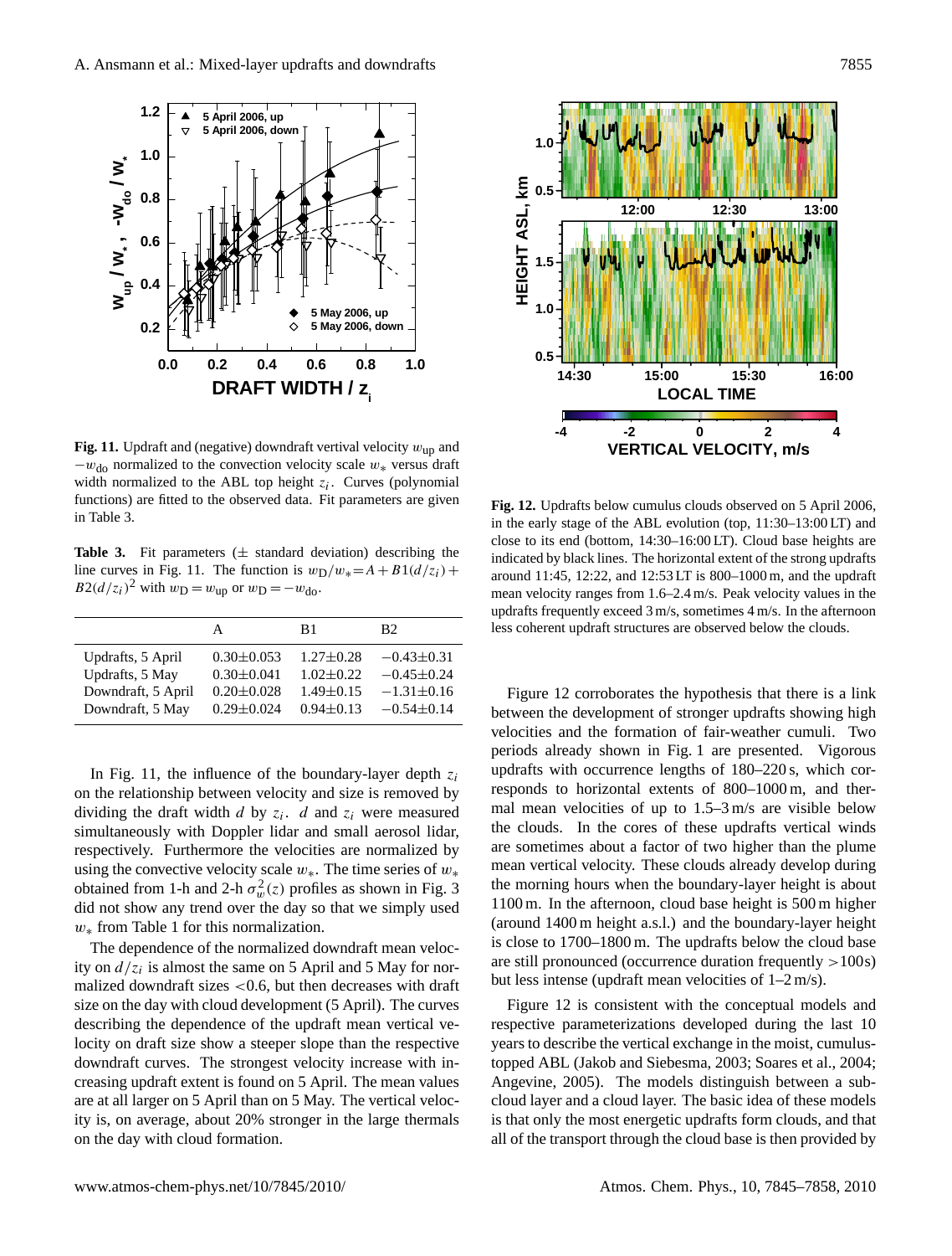**Fig. 11.** Updraft and (negative) downdraft vertival velocity $w_{up}$ and $-w_{do}$ normalized to the convection velocity scale $w_*$ versus draft width normalized to the ABL top height $z_i$. Curves (polynomial functions) are fitted to the observed data. Fit parameters are given in Table 3.

**Table 3.** Fit parameters ($\pm$ standard deviation) describing the line curves in Fig. 11. The function is $w_D/w_* = A + B1(d/z_i) + B2(d/z_i)^2$ with $w_D = w_{up}$ or $w_D = -w_{do}$.

| | A | B1 | B2 |
|---|---|---|---|
| Updrafts, 5 April | 0.30±0.053 | 1.27±0.28 | −0.43±0.31 |
| Updrafts, 5 May | 0.30±0.041 | 1.02±0.22 | −0.45±0.24 |
| Downdraft, 5 April | 0.20±0.028 | 1.49±0.15 | −1.31±0.16 |
| Downdraft, 5 May | 0.29±0.024 | 0.94±0.13 | −0.54±0.14 |

In Fig. 11, the influence of the boundary-layer depth $z_i$ on the relationship between velocity and size is removed by dividing the draft width $d$ by $z_i$. $d$ and $z_i$ were measured simultaneously with Doppler lidar and small aerosol lidar, respectively. Furthermore the velocities are normalized by using the convective velocity scale $w_*$. The time series of $w_*$ obtained from 1-h and 2-h $\sigma_w^2(z)$ profiles as shown in Fig. 3 did not show any trend over the day so that we simply used $w_*$ from Table 1 for this normalization.

The dependence of the normalized downdraft mean velocity on $d/z_i$ is almost the same on 5 April and 5 May for normalized downdraft sizes <0.6, but then decreases with draft size on the day with cloud development (5 April). The curves describing the dependence of the updraft mean vertical velocity on draft size show a steeper slope than the respective downdraft curves. The strongest velocity increase with increasing updraft extent is found on 5 April. The mean values are at all larger on 5 April than on 5 May. The vertical velocity is, on average, about 20% stronger in the large thermals on the day with cloud formation.

**Fig. 12.** Updrafts below cumulus clouds observed on 5 April 2006, in the early stage of the ABL evolution (top, 11:30–13:00 LT) and close to its end (bottom, 14:30–16:00 LT). Cloud base heights are indicated by black lines. The horizontal extent of the strong updrafts around 11:45, 12:22, and 12:53 LT is 800–1000 m, and the updraft mean velocity ranges from 1.6–2.4 m/s. Peak velocity values in the updrafts frequently exceed 3 m/s, sometimes 4 m/s. In the afternoon less coherent updraft structures are observed below the clouds.

Figure 12 corroborates the hypothesis that there is a link between the development of stronger updrafts showing high velocities and the formation of fair-weather cumuli. Two periods already shown in Fig. 1 are presented. Vigorous updrafts with occurrence lengths of 180–220 s, which corresponds to horizontal extents of 800–1000 m, and thermal mean velocities of up to 1.5–3 m/s are visible below the clouds. In the cores of these updrafts vertical winds are sometimes about a factor of two higher than the plume mean vertical velocity. These clouds already develop during the morning hours when the boundary-layer height is about 1100 m. In the afternoon, cloud base height is 500 m higher (around 1400 m height a.s.l.) and the boundary-layer height is close to 1700–1800 m. The updrafts below the cloud base are still pronounced (occurrence duration frequently >100 s) but less intense (updraft mean velocities of 1–2 m/s).

Figure 12 is consistent with the conceptual models and respective parameterizations developed during the last 10 years to describe the vertical exchange in the moist, cumulus-topped ABL (Jakob and Siebesma, 2003; Soares et al., 2004; Angevine, 2005). The models distinguish between a subcloud layer and a cloud layer. The basic idea of these models is that only the most energetic updrafts form clouds, and that all of the transport through the cloud base is then provided by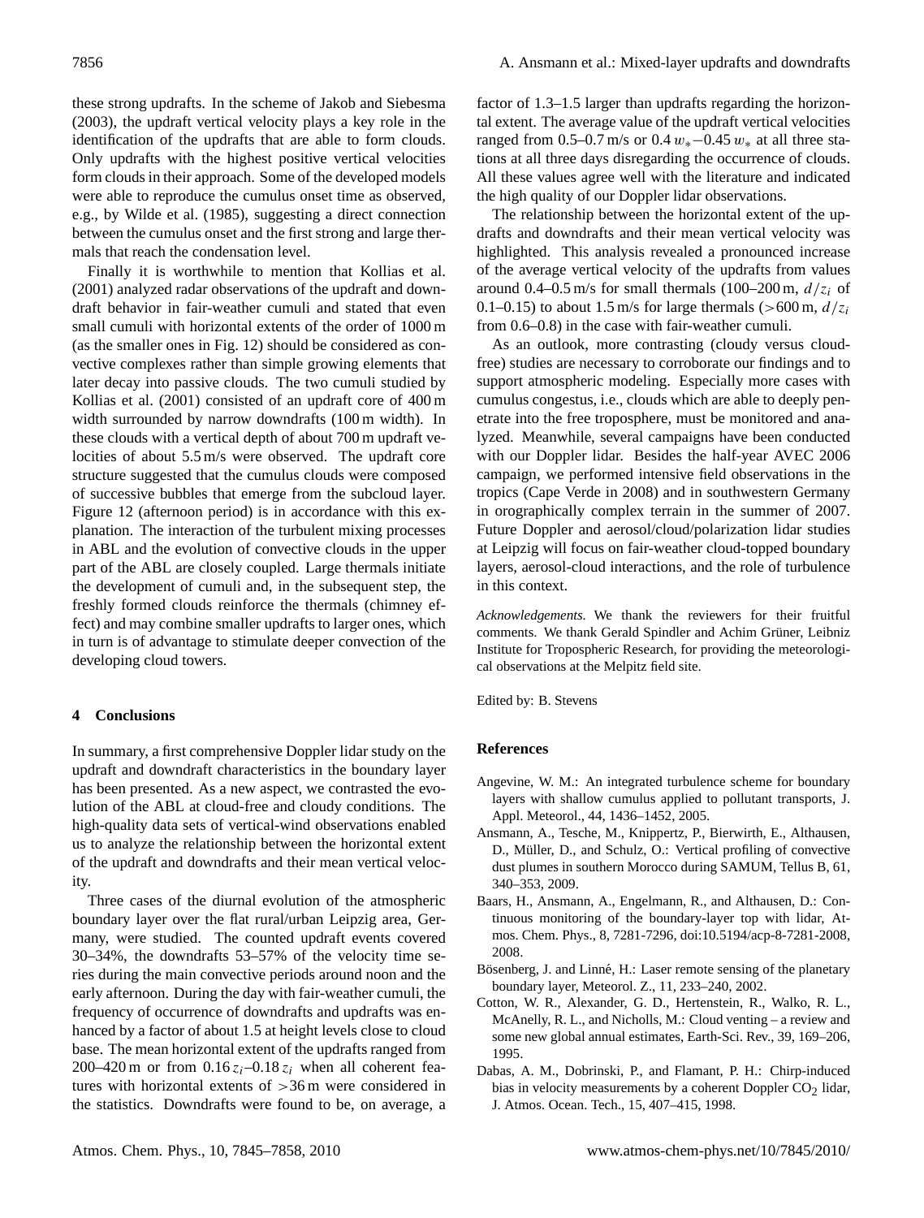these strong updrafts. In the scheme of Jakob and Siebesma (2003), the updraft vertical velocity plays a key role in the identification of the updrafts that are able to form clouds. Only updrafts with the highest positive vertical velocities form clouds in their approach. Some of the developed models were able to reproduce the cumulus onset time as observed, e.g., by Wilde et al. (1985), suggesting a direct connection between the cumulus onset and the first strong and large thermals that reach the condensation level.

Finally it is worthwhile to mention that Kollias et al. (2001) analyzed radar observations of the updraft and downdraft behavior in fair-weather cumuli and stated that even small cumuli with horizontal extents of the order of 1000 m (as the smaller ones in Fig. 12) should be considered as convective complexes rather than simple growing elements that later decay into passive clouds. The two cumuli studied by Kollias et al. (2001) consisted of an updraft core of 400 m width surrounded by narrow downdrafts (100 m width). In these clouds with a vertical depth of about 700 m updraft velocities of about 5.5 m/s were observed. The updraft core structure suggested that the cumulus clouds were composed of successive bubbles that emerge from the subcloud layer. Figure 12 (afternoon period) is in accordance with this explanation. The interaction of the turbulent mixing processes in ABL and the evolution of convective clouds in the upper part of the ABL are closely coupled. Large thermals initiate the development of cumuli and, in the subsequent step, the freshly formed clouds reinforce the thermals (chimney effect) and may combine smaller updrafts to larger ones, which in turn is of advantage to stimulate deeper convection of the developing cloud towers.

## 4 Conclusions

In summary, a first comprehensive Doppler lidar study on the updraft and downdraft characteristics in the boundary layer has been presented. As a new aspect, we contrasted the evolution of the ABL at cloud-free and cloudy conditions. The high-quality data sets of vertical-wind observations enabled us to analyze the relationship between the horizontal extent of the updraft and downdrafts and their mean vertical velocity.

Three cases of the diurnal evolution of the atmospheric boundary layer over the flat rural/urban Leipzig area, Germany, were studied. The counted updraft events covered 30–34%, the downdrafts 53–57% of the velocity time series during the main convective periods around noon and the early afternoon. During the day with fair-weather cumuli, the frequency of occurrence of downdrafts and updrafts was enhanced by a factor of about 1.5 at height levels close to cloud base. The mean horizontal extent of the updrafts ranged from 200–420 m or from $0.16\,z_i$–$0.18\,z_i$ when all coherent features with horizontal extents of $>36$ m were considered in the statistics. Downdrafts were found to be, on average, a factor of 1.3–1.5 larger than updrafts regarding the horizontal extent. The average value of the updraft vertical velocities ranged from 0.5–0.7 m/s or $0.4\,w_*$–$0.45\,w_*$ at all three stations at all three days disregarding the occurrence of clouds. All these values agree well with the literature and indicated the high quality of our Doppler lidar observations.

The relationship between the horizontal extent of the updrafts and downdrafts and their mean vertical velocity was highlighted. This analysis revealed a pronounced increase of the average vertical velocity of the updrafts from values around 0.4–0.5 m/s for small thermals (100–200 m, $d/z_i$ of 0.1–0.15) to about 1.5 m/s for large thermals ($>600$ m, $d/z_i$ from 0.6–0.8) in the case with fair-weather cumuli.

As an outlook, more contrasting (cloudy versus cloud-free) studies are necessary to corroborate our findings and to support atmospheric modeling. Especially more cases with cumulus congestus, i.e., clouds which are able to deeply penetrate into the free troposphere, must be monitored and analyzed. Meanwhile, several campaigns have been conducted with our Doppler lidar. Besides the half-year AVEC 2006 campaign, we performed intensive field observations in the tropics (Cape Verde in 2008) and in southwestern Germany in orographically complex terrain in the summer of 2007. Future Doppler and aerosol/cloud/polarization lidar studies at Leipzig will focus on fair-weather cloud-topped boundary layers, aerosol-cloud interactions, and the role of turbulence in this context.

*Acknowledgements.* We thank the reviewers for their fruitful comments. We thank Gerald Spindler and Achim Grüner, Leibniz Institute for Tropospheric Research, for providing the meteorological observations at the Melpitz field site.

Edited by: B. Stevens

## References

Angevine, W. M.: An integrated turbulence scheme for boundary layers with shallow cumulus applied to pollutant transports, J. Appl. Meteorol., 44, 1436–1452, 2005.

Ansmann, A., Tesche, M., Knippertz, P., Bierwirth, E., Althausen, D., Müller, D., and Schulz, O.: Vertical profiling of convective dust plumes in southern Morocco during SAMUM, Tellus B, 61, 340–353, 2009.

Baars, H., Ansmann, A., Engelmann, R., and Althausen, D.: Continuous monitoring of the boundary-layer top with lidar, Atmos. Chem. Phys., 8, 7281-7296, doi:10.5194/acp-8-7281-2008, 2008.

Bösenberg, J. and Linné, H.: Laser remote sensing of the planetary boundary layer, Meteorol. Z., 11, 233–240, 2002.

Cotton, W. R., Alexander, G. D., Hertenstein, R., Walko, R. L., McAnelly, R. L., and Nicholls, M.: Cloud venting – a review and some new global annual estimates, Earth-Sci. Rev., 39, 169–206, 1995.

Dabas, A. M., Dobrinski, P., and Flamant, P. H.: Chirp-induced bias in velocity measurements by a coherent Doppler $CO_2$ lidar, J. Atmos. Ocean. Tech., 15, 407–415, 1998.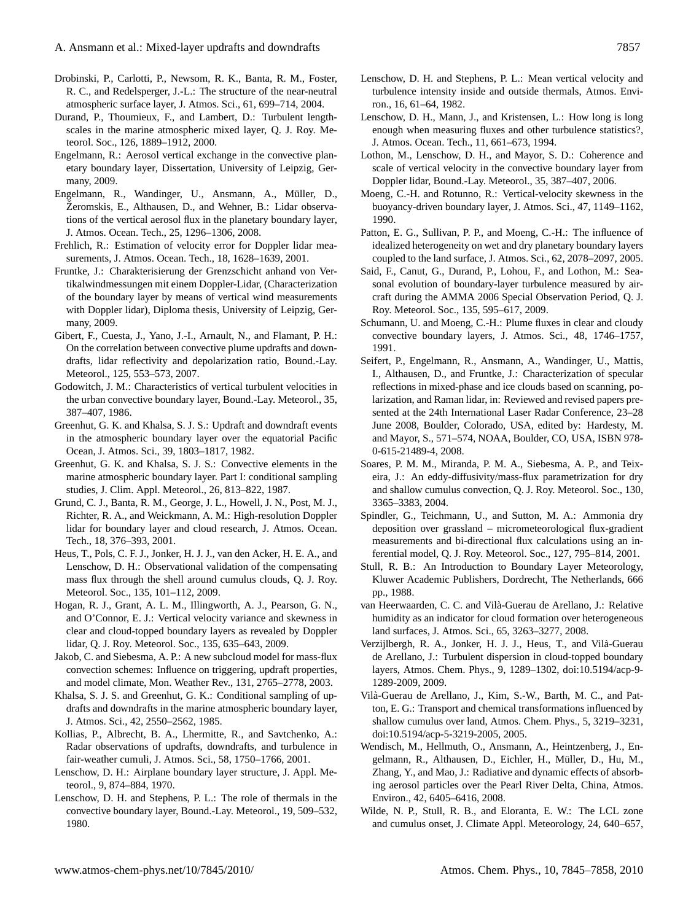Drobinski, P., Carlotti, P., Newsom, R. K., Banta, R. M., Foster, R. C., and Redelsperger, J.-L.: The structure of the near-neutral atmospheric surface layer, J. Atmos. Sci., 61, 699–714, 2004.

Durand, P., Thoumieux, F., and Lambert, D.: Turbulent length-scales in the marine atmospheric mixed layer, Q. J. Roy. Meteorol. Soc., 126, 1889–1912, 2000.

Engelmann, R.: Aerosol vertical exchange in the convective planetary boundary layer, Dissertation, University of Leipzig, Germany, 2009.

Engelmann, R., Wandinger, U., Ansmann, A., Müller, D., Žeromskis, E., Althausen, D., and Wehner, B.: Lidar observations of the vertical aerosol flux in the planetary boundary layer, J. Atmos. Ocean. Tech., 25, 1296–1306, 2008.

Frehlich, R.: Estimation of velocity error for Doppler lidar measurements, J. Atmos. Ocean. Tech., 18, 1628–1639, 2001.

Fruntke, J.: Charakterisierung der Grenzschicht anhand von Vertikalwindmessungen mit einem Doppler-Lidar, (Characterization of the boundary layer by means of vertical wind measurements with Doppler lidar), Diploma thesis, University of Leipzig, Germany, 2009.

Gibert, F., Cuesta, J., Yano, J.-I., Arnault, N., and Flamant, P. H.: On the correlation between convective plume updrafts and downdrafts, lidar reflectivity and depolarization ratio, Bound.-Lay. Meteorol., 125, 553–573, 2007.

Godowitch, J. M.: Characteristics of vertical turbulent velocities in the urban convective boundary layer, Bound.-Lay. Meteorol., 35, 387–407, 1986.

Greenhut, G. K. and Khalsa, S. J. S.: Updraft and downdraft events in the atmospheric boundary layer over the equatorial Pacific Ocean, J. Atmos. Sci., 39, 1803–1817, 1982.

Greenhut, G. K. and Khalsa, S. J. S.: Convective elements in the marine atmospheric boundary layer. Part I: conditional sampling studies, J. Clim. Appl. Meteorol., 26, 813–822, 1987.

Grund, C. J., Banta, R. M., George, J. L., Howell, J. N., Post, M. J., Richter, R. A., and Weickmann, A. M.: High-resolution Doppler lidar for boundary layer and cloud research, J. Atmos. Ocean. Tech., 18, 376–393, 2001.

Heus, T., Pols, C. F. J., Jonker, H. J. J., van den Acker, H. E. A., and Lenschow, D. H.: Observational validation of the compensating mass flux through the shell around cumulus clouds, Q. J. Roy. Meteorol. Soc., 135, 101–112, 2009.

Hogan, R. J., Grant, A. L. M., Illingworth, A. J., Pearson, G. N., and O'Connor, E. J.: Vertical velocity variance and skewness in clear and cloud-topped boundary layers as revealed by Doppler lidar, Q. J. Roy. Meteorol. Soc., 135, 635–643, 2009.

Jakob, C. and Siebesma, A. P.: A new subcloud model for mass-flux convection schemes: Influence on triggering, updraft properties, and model climate, Mon. Weather Rev., 131, 2765–2778, 2003.

Khalsa, S. J. S. and Greenhut, G. K.: Conditional sampling of updrafts and downdrafts in the marine atmospheric boundary layer, J. Atmos. Sci., 42, 2550–2562, 1985.

Kollias, P., Albrecht, B. A., Lhermitte, R., and Savtchenko, A.: Radar observations of updrafts, downdrafts, and turbulence in fair-weather cumuli, J. Atmos. Sci., 58, 1750–1766, 2001.

Lenschow, D. H.: Airplane boundary layer structure, J. Appl. Meteorol., 9, 874–884, 1970.

Lenschow, D. H. and Stephens, P. L.: The role of thermals in the convective boundary layer, Bound.-Lay. Meteorol., 19, 509–532, 1980.

Lenschow, D. H. and Stephens, P. L.: Mean vertical velocity and turbulence intensity inside and outside thermals, Atmos. Environ., 16, 61–64, 1982.

Lenschow, D. H., Mann, J., and Kristensen, L.: How long is long enough when measuring fluxes and other turbulence statistics?, J. Atmos. Ocean. Tech., 11, 661–673, 1994.

Lothon, M., Lenschow, D. H., and Mayor, S. D.: Coherence and scale of vertical velocity in the convective boundary layer from Doppler lidar, Bound.-Lay. Meteorol., 35, 387–407, 2006.

Moeng, C.-H. and Rotunno, R.: Vertical-velocity skewness in the buoyancy-driven boundary layer, J. Atmos. Sci., 47, 1149–1162, 1990.

Patton, E. G., Sullivan, P. P., and Moeng, C.-H.: The influence of idealized heterogeneity on wet and dry planetary boundary layers coupled to the land surface, J. Atmos. Sci., 62, 2078–2097, 2005.

Said, F., Canut, G., Durand, P., Lohou, F., and Lothon, M.: Seasonal evolution of boundary-layer turbulence measured by aircraft during the AMMA 2006 Special Observation Period, Q. J. Roy. Meteorol. Soc., 135, 595–617, 2009.

Schumann, U. and Moeng, C.-H.: Plume fluxes in clear and cloudy convective boundary layers, J. Atmos. Sci., 48, 1746–1757, 1991.

Seifert, P., Engelmann, R., Ansmann, A., Wandinger, U., Mattis, I., Althausen, D., and Fruntke, J.: Characterization of specular reflections in mixed-phase and ice clouds based on scanning, polarization, and Raman lidar, in: Reviewed and revised papers presented at the 24th International Laser Radar Conference, 23–28 June 2008, Boulder, Colorado, USA, edited by: Hardesty, M. and Mayor, S., 571–574, NOAA, Boulder, CO, USA, ISBN 978-0-615-21489-4, 2008.

Soares, P. M. M., Miranda, P. M. A., Siebesma, A. P., and Teixeira, J.: An eddy-diffusivity/mass-flux parametrization for dry and shallow cumulus convection, Q. J. Roy. Meteorol. Soc., 130, 3365–3383, 2004.

Spindler, G., Teichmann, U., and Sutton, M. A.: Ammonia dry deposition over grassland – micrometeorological flux-gradient measurements and bi-directional flux calculations using an inferential model, Q. J. Roy. Meteorol. Soc., 127, 795–814, 2001.

Stull, R. B.: An Introduction to Boundary Layer Meteorology, Kluwer Academic Publishers, Dordrecht, The Netherlands, 666 pp., 1988.

van Heerwaarden, C. C. and Vilà-Guerau de Arellano, J.: Relative humidity as an indicator for cloud formation over heterogeneous land surfaces, J. Atmos. Sci., 65, 3263–3277, 2008.

Verzijlbergh, R. A., Jonker, H. J. J., Heus, T., and Vilà-Guerau de Arellano, J.: Turbulent dispersion in cloud-topped boundary layers, Atmos. Chem. Phys., 9, 1289–1302, doi:10.5194/acp-9-1289-2009, 2009.

Vilà-Guerau de Arellano, J., Kim, S.-W., Barth, M. C., and Patton, E. G.: Transport and chemical transformations influenced by shallow cumulus over land, Atmos. Chem. Phys., 5, 3219–3231, doi:10.5194/acp-5-3219-2005, 2005.

Wendisch, M., Hellmuth, O., Ansmann, A., Heintzenberg, J., Engelmann, R., Althausen, D., Eichler, H., Müller, D., Hu, M., Zhang, Y., and Mao, J.: Radiative and dynamic effects of absorbing aerosol particles over the Pearl River Delta, China, Atmos. Environ., 42, 6405–6416, 2008.

Wilde, N. P., Stull, R. B., and Eloranta, E. W.: The LCL zone and cumulus onset, J. Climate Appl. Meteorology, 24, 640–657,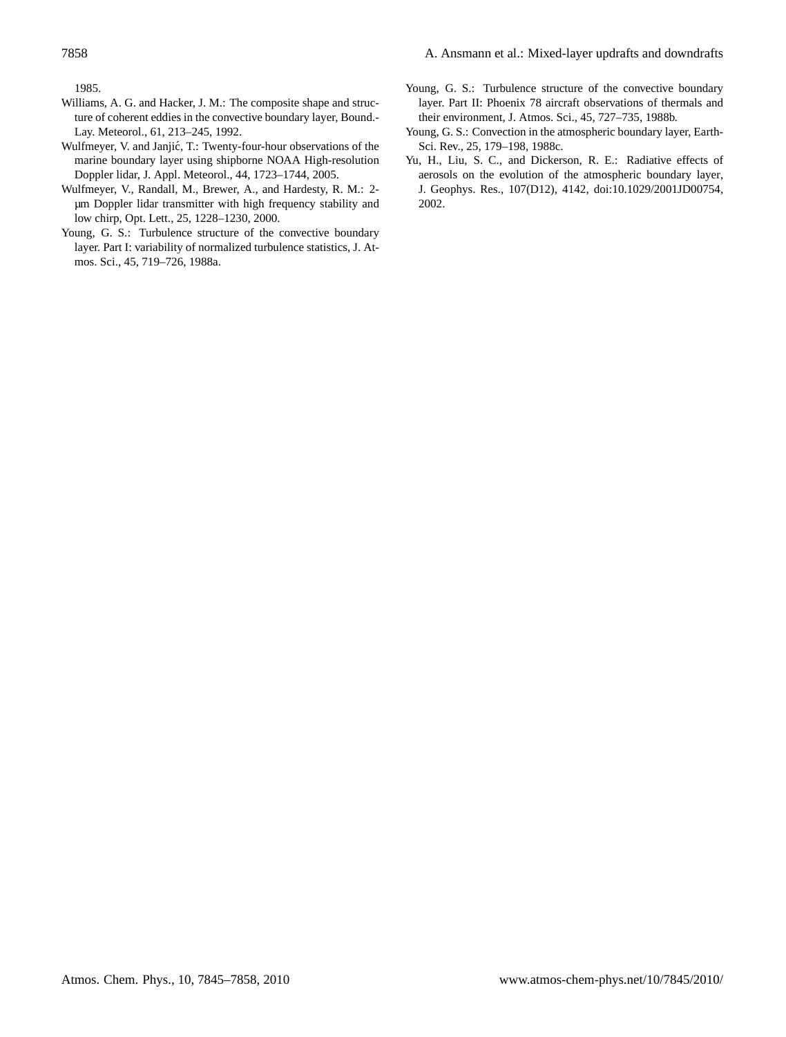1985.

Williams, A. G. and Hacker, J. M.: The composite shape and structure of coherent eddies in the convective boundary layer, Bound.-Lay. Meteorol., 61, 213–245, 1992.

Wulfmeyer, V. and Janjić, T.: Twenty-four-hour observations of the marine boundary layer using shipborne NOAA High-resolution Doppler lidar, J. Appl. Meteorol., 44, 1723–1744, 2005.

Wulfmeyer, V., Randall, M., Brewer, A., and Hardesty, R. M.: 2-µm Doppler lidar transmitter with high frequency stability and low chirp, Opt. Lett., 25, 1228–1230, 2000.

Young, G. S.: Turbulence structure of the convective boundary layer. Part I: variability of normalized turbulence statistics, J. Atmos. Sci., 45, 719–726, 1988a.

Young, G. S.: Turbulence structure of the convective boundary layer. Part II: Phoenix 78 aircraft observations of thermals and their environment, J. Atmos. Sci., 45, 727–735, 1988b.

Young, G. S.: Convection in the atmospheric boundary layer, Earth-Sci. Rev., 25, 179–198, 1988c.

Yu, H., Liu, S. C., and Dickerson, R. E.: Radiative effects of aerosols on the evolution of the atmospheric boundary layer, J. Geophys. Res., 107(D12), 4142, doi:10.1029/2001JD00754, 2002.